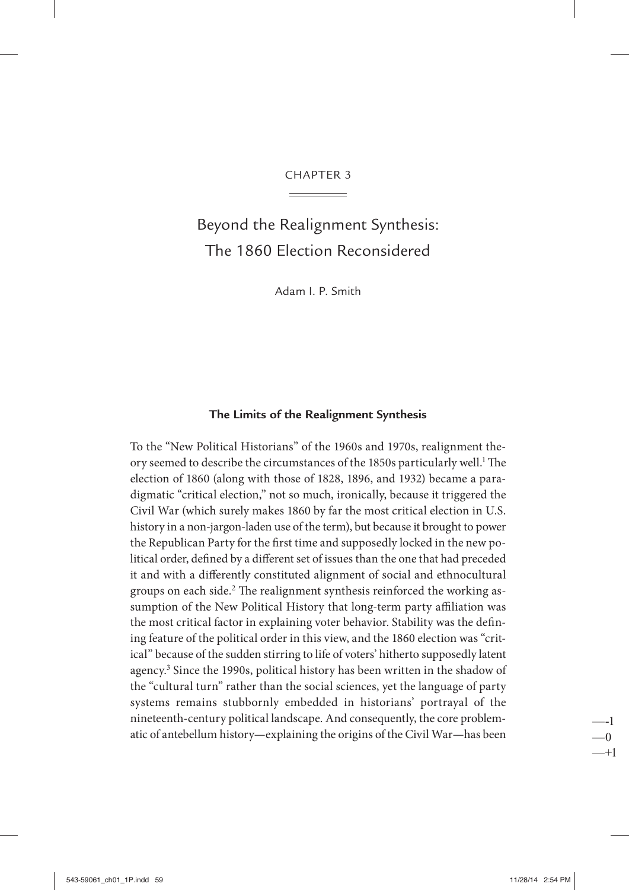CHAPTER 3

# Beyond the Realignment Synthesis: The 1860 Election Reconsidered

Adam I. P. Smith

## The Limits of the Realignment Synthesis

To the "New Political Historians" of the 1960s and 1970s, realignment theory seemed to describe the circumstances of the 1850s particularly well.[1] The election of 1860 (along with those of 1828, 1896, and 1932) became a paradigmatic "critical election," not so much, ironically, because it triggered the Civil War (which surely makes 1860 by far the most critical election in U.S. history in a non-jargon-laden use of the term), but because it brought to power the Republican Party for the first time and supposedly locked in the new political order, defined by a different set of issues than the one that had preceded it and with a differently constituted alignment of social and ethnocultural groups on each side.[2] The realignment synthesis reinforced the working assumption of the New Political History that long-term party affiliation was the most critical factor in explaining voter behavior. Stability was the defining feature of the political order in this view, and the 1860 election was "critical" because of the sudden stirring to life of voters' hitherto supposedly latent agency.[3] Since the 1990s, political history has been written in the shadow of the "cultural turn" rather than the social sciences, yet the language of party systems remains stubbornly embedded in historians' portrayal of the nineteenth-century political landscape. And consequently, the core problematic of antebellum history—explaining the origins of the Civil War—has been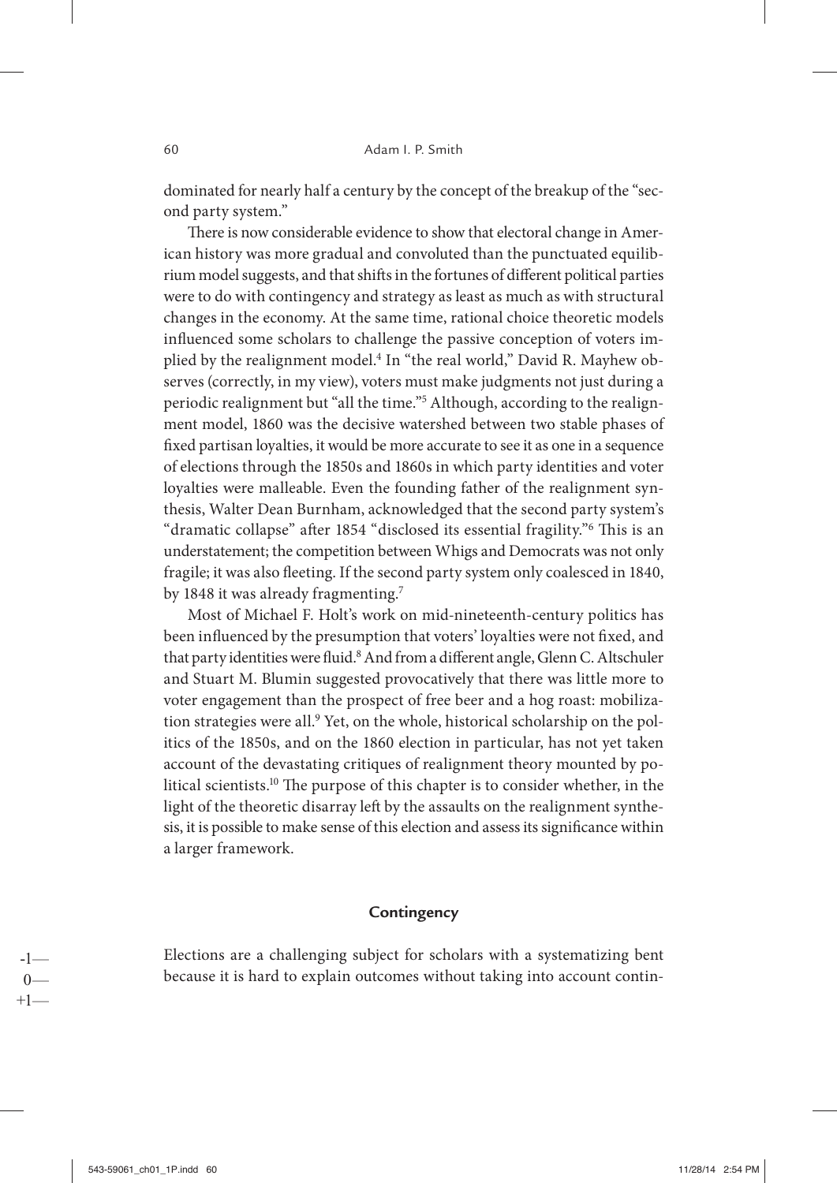dominated for nearly half a century by the concept of the breakup of the "second party system."

There is now considerable evidence to show that electoral change in American history was more gradual and convoluted than the punctuated equilibrium model suggests, and that shifts in the fortunes of different political parties were to do with contingency and strategy as least as much as with structural changes in the economy. At the same time, rational choice theoretic models influenced some scholars to challenge the passive conception of voters implied by the realignment model.[4] In "the real world," David R. Mayhew observes (correctly, in my view), voters must make judgments not just during a periodic realignment but "all the time."[5] Although, according to the realignment model, 1860 was the decisive watershed between two stable phases of fixed partisan loyalties, it would be more accurate to see it as one in a sequence of elections through the 1850s and 1860s in which party identities and voter loyalties were malleable. Even the founding father of the realignment synthesis, Walter Dean Burnham, acknowledged that the second party system's "dramatic collapse" after 1854 "disclosed its essential fragility."[6] This is an understatement; the competition between Whigs and Democrats was not only fragile; it was also fleeting. If the second party system only coalesced in 1840, by 1848 it was already fragmenting.[7]

Most of Michael F. Holt's work on mid-nineteenth-century politics has been influenced by the presumption that voters' loyalties were not fixed, and that party identities were fluid.[8] And from a different angle, Glenn C. Altschuler and Stuart M. Blumin suggested provocatively that there was little more to voter engagement than the prospect of free beer and a hog roast: mobilization strategies were all.[9] Yet, on the whole, historical scholarship on the politics of the 1850s, and on the 1860 election in particular, has not yet taken account of the devastating critiques of realignment theory mounted by political scientists.[10] The purpose of this chapter is to consider whether, in the light of the theoretic disarray left by the assaults on the realignment synthesis, it is possible to make sense of this election and assess its significance within a larger framework.

## Contingency

Elections are a challenging subject for scholars with a systematizing bent because it is hard to explain outcomes without taking into account contin-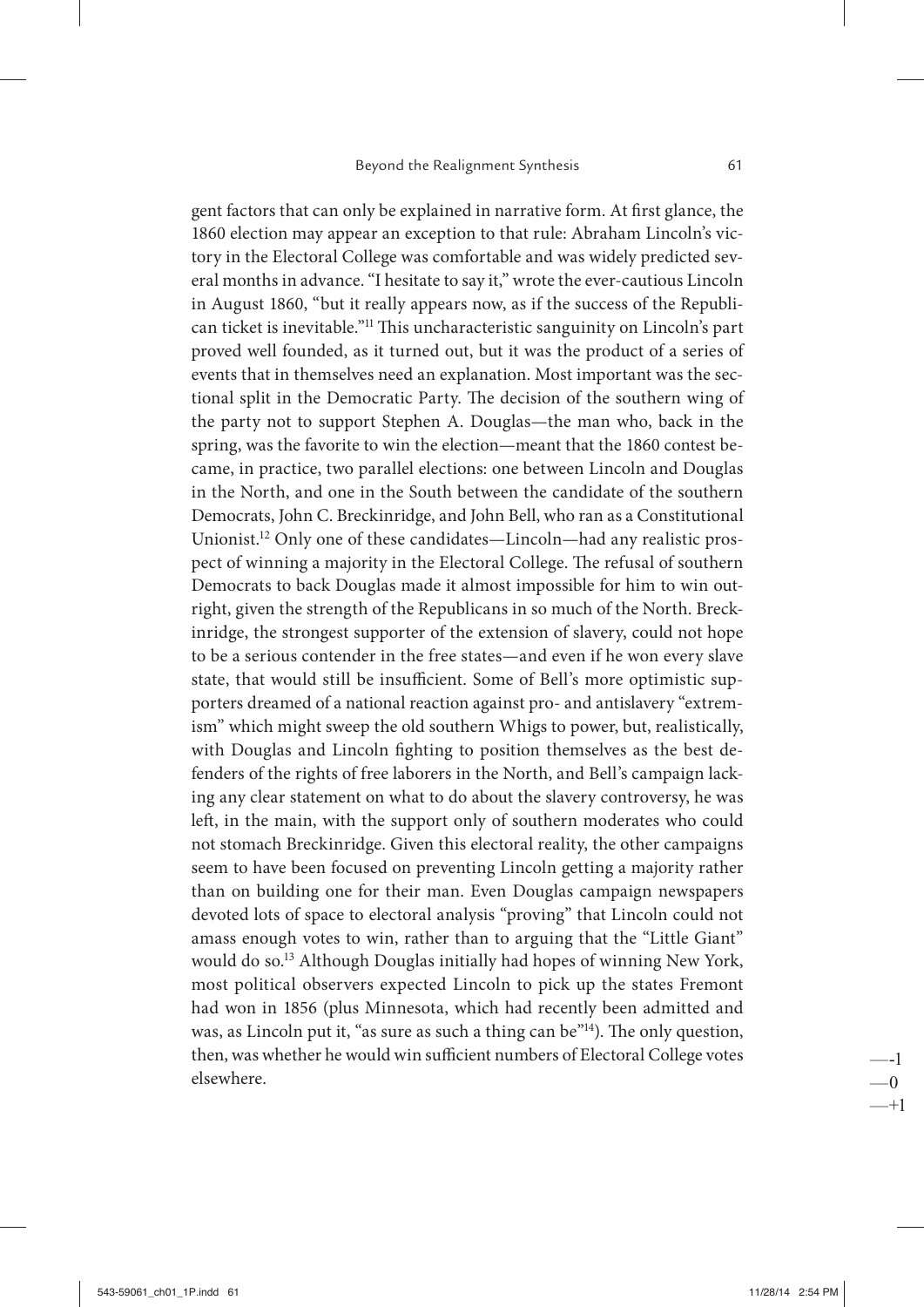gent factors that can only be explained in narrative form. At first glance, the 1860 election may appear an exception to that rule: Abraham Lincoln's victory in the Electoral College was comfortable and was widely predicted several months in advance. "I hesitate to say it," wrote the ever-cautious Lincoln in August 1860, "but it really appears now, as if the success of the Republican ticket is inevitable."[11] This uncharacteristic sanguinity on Lincoln's part proved well founded, as it turned out, but it was the product of a series of events that in themselves need an explanation. Most important was the sectional split in the Democratic Party. The decision of the southern wing of the party not to support Stephen A. Douglas—the man who, back in the spring, was the favorite to win the election—meant that the 1860 contest became, in practice, two parallel elections: one between Lincoln and Douglas in the North, and one in the South between the candidate of the southern Democrats, John C. Breckinridge, and John Bell, who ran as a Constitutional Unionist.[12] Only one of these candidates—Lincoln—had any realistic prospect of winning a majority in the Electoral College. The refusal of southern Democrats to back Douglas made it almost impossible for him to win outright, given the strength of the Republicans in so much of the North. Breckinridge, the strongest supporter of the extension of slavery, could not hope to be a serious contender in the free states—and even if he won every slave state, that would still be insufficient. Some of Bell's more optimistic supporters dreamed of a national reaction against pro- and antislavery "extremism" which might sweep the old southern Whigs to power, but, realistically, with Douglas and Lincoln fighting to position themselves as the best defenders of the rights of free laborers in the North, and Bell's campaign lacking any clear statement on what to do about the slavery controversy, he was left, in the main, with the support only of southern moderates who could not stomach Breckinridge. Given this electoral reality, the other campaigns seem to have been focused on preventing Lincoln getting a majority rather than on building one for their man. Even Douglas campaign newspapers devoted lots of space to electoral analysis "proving" that Lincoln could not amass enough votes to win, rather than to arguing that the "Little Giant" would do so.[13] Although Douglas initially had hopes of winning New York, most political observers expected Lincoln to pick up the states Fremont had won in 1856 (plus Minnesota, which had recently been admitted and was, as Lincoln put it, "as sure as such a thing can be"[14]). The only question, then, was whether he would win sufficient numbers of Electoral College votes elsewhere.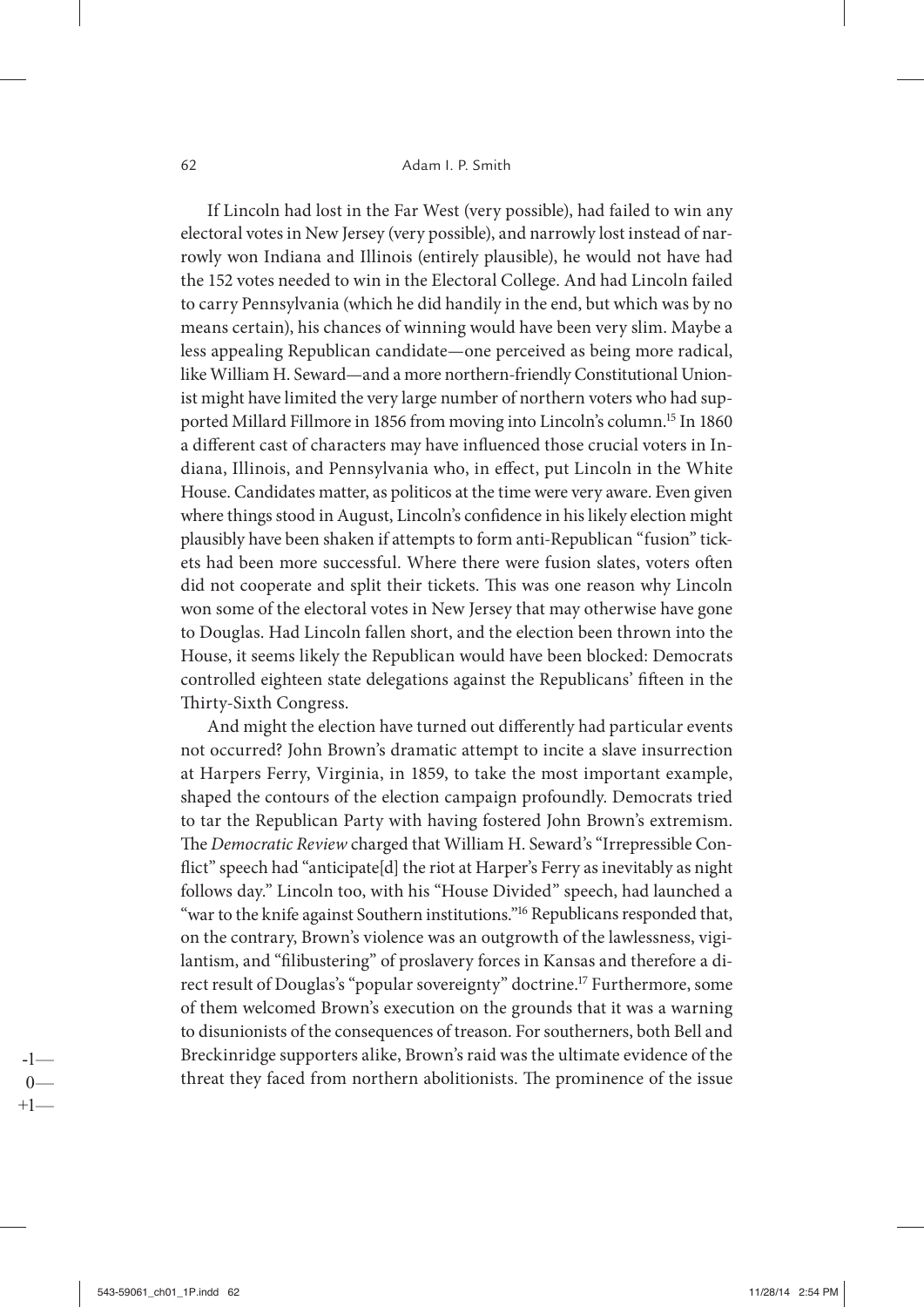If Lincoln had lost in the Far West (very possible), had failed to win any electoral votes in New Jersey (very possible), and narrowly lost instead of narrowly won Indiana and Illinois (entirely plausible), he would not have had the 152 votes needed to win in the Electoral College. And had Lincoln failed to carry Pennsylvania (which he did handily in the end, but which was by no means certain), his chances of winning would have been very slim. Maybe a less appealing Republican candidate—one perceived as being more radical, like William H. Seward—and a more northern-friendly Constitutional Unionist might have limited the very large number of northern voters who had supported Millard Fillmore in 1856 from moving into Lincoln's column.[15] In 1860 a different cast of characters may have influenced those crucial voters in Indiana, Illinois, and Pennsylvania who, in effect, put Lincoln in the White House. Candidates matter, as politicos at the time were very aware. Even given where things stood in August, Lincoln's confidence in his likely election might plausibly have been shaken if attempts to form anti-Republican "fusion" tickets had been more successful. Where there were fusion slates, voters often did not cooperate and split their tickets. This was one reason why Lincoln won some of the electoral votes in New Jersey that may otherwise have gone to Douglas. Had Lincoln fallen short, and the election been thrown into the House, it seems likely the Republican would have been blocked: Democrats controlled eighteen state delegations against the Republicans' fifteen in the Thirty-Sixth Congress.

And might the election have turned out differently had particular events not occurred? John Brown's dramatic attempt to incite a slave insurrection at Harpers Ferry, Virginia, in 1859, to take the most important example, shaped the contours of the election campaign profoundly. Democrats tried to tar the Republican Party with having fostered John Brown's extremism. The *Democratic Review* charged that William H. Seward's "Irrepressible Conflict" speech had "anticipate[d] the riot at Harper's Ferry as inevitably as night follows day." Lincoln too, with his "House Divided" speech, had launched a "war to the knife against Southern institutions."[16] Republicans responded that, on the contrary, Brown's violence was an outgrowth of the lawlessness, vigilantism, and "filibustering" of proslavery forces in Kansas and therefore a direct result of Douglas's "popular sovereignty" doctrine.[17] Furthermore, some of them welcomed Brown's execution on the grounds that it was a warning to disunionists of the consequences of treason. For southerners, both Bell and Breckinridge supporters alike, Brown's raid was the ultimate evidence of the threat they faced from northern abolitionists. The prominence of the issue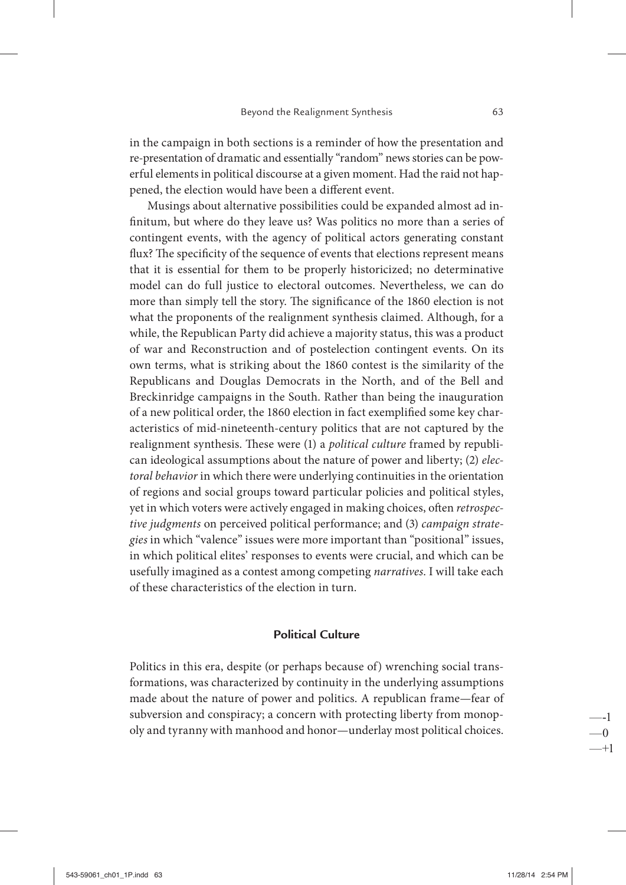in the campaign in both sections is a reminder of how the presentation and re-presentation of dramatic and essentially "random" news stories can be powerful elements in political discourse at a given moment. Had the raid not happened, the election would have been a different event.

Musings about alternative possibilities could be expanded almost ad infinitum, but where do they leave us? Was politics no more than a series of contingent events, with the agency of political actors generating constant flux? The specificity of the sequence of events that elections represent means that it is essential for them to be properly historicized; no determinative model can do full justice to electoral outcomes. Nevertheless, we can do more than simply tell the story. The significance of the 1860 election is not what the proponents of the realignment synthesis claimed. Although, for a while, the Republican Party did achieve a majority status, this was a product of war and Reconstruction and of postelection contingent events. On its own terms, what is striking about the 1860 contest is the similarity of the Republicans and Douglas Democrats in the North, and of the Bell and Breckinridge campaigns in the South. Rather than being the inauguration of a new political order, the 1860 election in fact exemplified some key characteristics of mid-nineteenth-century politics that are not captured by the realignment synthesis. These were (1) a *political culture* framed by republican ideological assumptions about the nature of power and liberty; (2) *electoral behavior* in which there were underlying continuities in the orientation of regions and social groups toward particular policies and political styles, yet in which voters were actively engaged in making choices, often *retrospective judgments* on perceived political performance; and (3) *campaign strategies* in which "valence" issues were more important than "positional" issues, in which political elites' responses to events were crucial, and which can be usefully imagined as a contest among competing *narratives*. I will take each of these characteristics of the election in turn.

## Political Culture

Politics in this era, despite (or perhaps because of) wrenching social transformations, was characterized by continuity in the underlying assumptions made about the nature of power and politics. A republican frame—fear of subversion and conspiracy; a concern with protecting liberty from monopoly and tyranny with manhood and honor—underlay most political choices.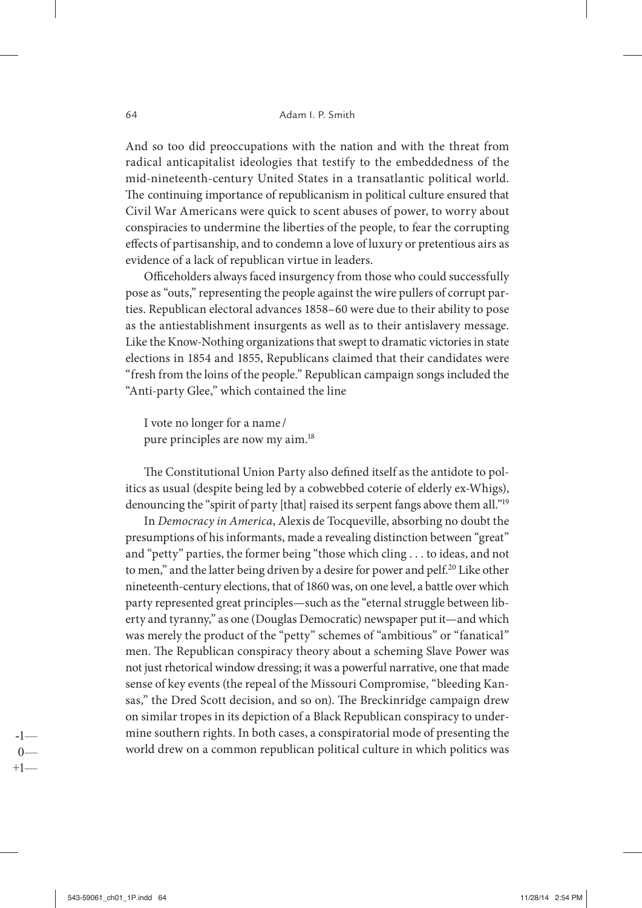And so too did preoccupations with the nation and with the threat from radical anticapitalist ideologies that testify to the embeddedness of the mid-nineteenth-century United States in a transatlantic political world. The continuing importance of republicanism in political culture ensured that Civil War Americans were quick to scent abuses of power, to worry about conspiracies to undermine the liberties of the people, to fear the corrupting effects of partisanship, and to condemn a love of luxury or pretentious airs as evidence of a lack of republican virtue in leaders.

Officeholders always faced insurgency from those who could successfully pose as "outs," representing the people against the wire pullers of corrupt parties. Republican electoral advances 1858–60 were due to their ability to pose as the antiestablishment insurgents as well as to their antislavery message. Like the Know-Nothing organizations that swept to dramatic victories in state elections in 1854 and 1855, Republicans claimed that their candidates were "fresh from the loins of the people." Republican campaign songs included the "Anti-party Glee," which contained the line

> I vote no longer for a name /
> pure principles are now my aim.[18]

The Constitutional Union Party also defined itself as the antidote to politics as usual (despite being led by a cobwebbed coterie of elderly ex-Whigs), denouncing the "spirit of party [that] raised its serpent fangs above them all."[19]

In *Democracy in America*, Alexis de Tocqueville, absorbing no doubt the presumptions of his informants, made a revealing distinction between "great" and "petty" parties, the former being "those which cling . . . to ideas, and not to men," and the latter being driven by a desire for power and pelf.[20] Like other nineteenth-century elections, that of 1860 was, on one level, a battle over which party represented great principles—such as the "eternal struggle between liberty and tyranny," as one (Douglas Democratic) newspaper put it—and which was merely the product of the "petty" schemes of "ambitious" or "fanatical" men. The Republican conspiracy theory about a scheming Slave Power was not just rhetorical window dressing; it was a powerful narrative, one that made sense of key events (the repeal of the Missouri Compromise, "bleeding Kansas," the Dred Scott decision, and so on). The Breckinridge campaign drew on similar tropes in its depiction of a Black Republican conspiracy to undermine southern rights. In both cases, a conspiratorial mode of presenting the world drew on a common republican political culture in which politics was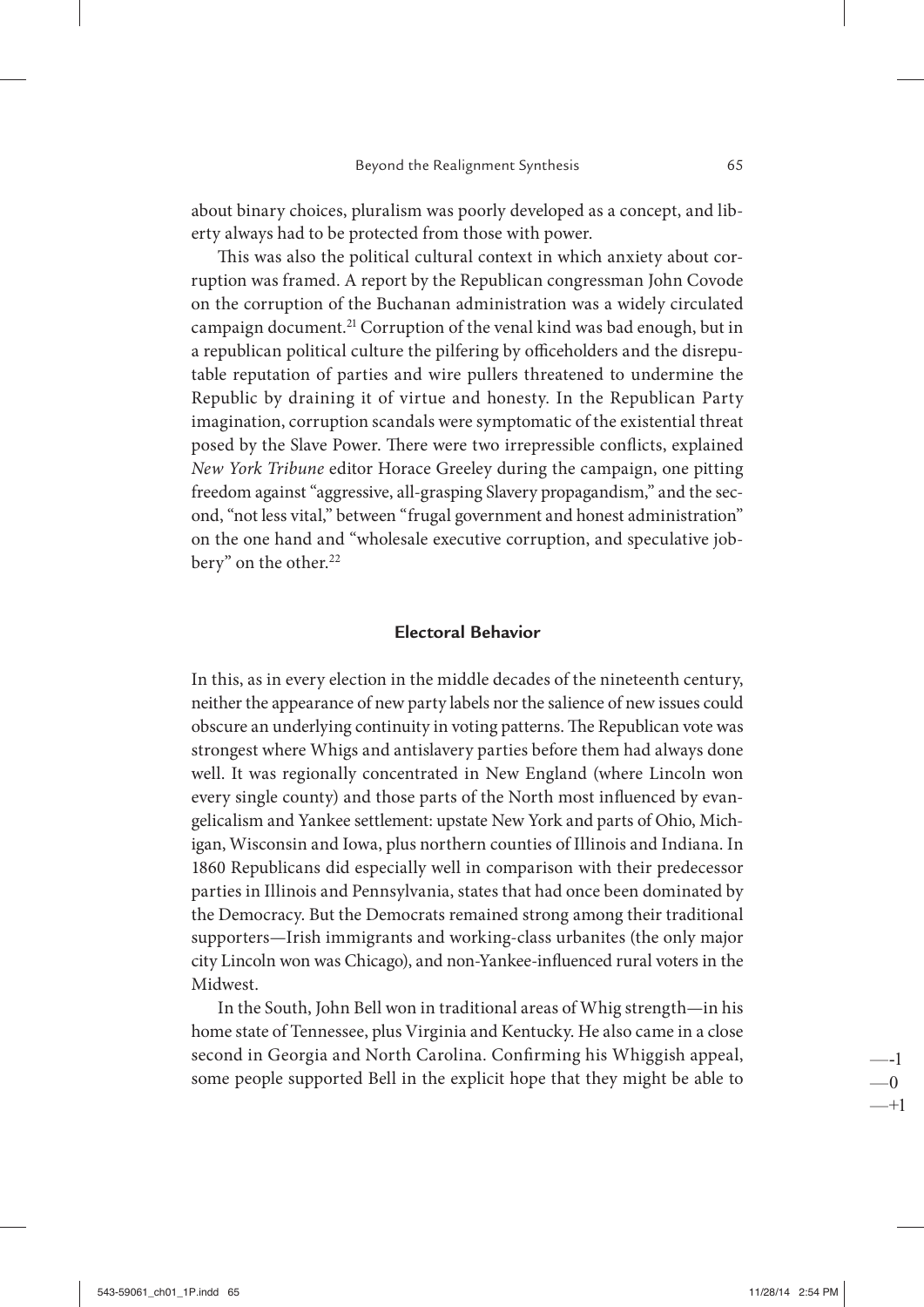about binary choices, pluralism was poorly developed as a concept, and liberty always had to be protected from those with power.

This was also the political cultural context in which anxiety about corruption was framed. A report by the Republican congressman John Covode on the corruption of the Buchanan administration was a widely circulated campaign document.[21] Corruption of the venal kind was bad enough, but in a republican political culture the pilfering by officeholders and the disreputable reputation of parties and wire pullers threatened to undermine the Republic by draining it of virtue and honesty. In the Republican Party imagination, corruption scandals were symptomatic of the existential threat posed by the Slave Power. There were two irrepressible conflicts, explained *New York Tribune* editor Horace Greeley during the campaign, one pitting freedom against "aggressive, all-grasping Slavery propagandism," and the second, "not less vital," between "frugal government and honest administration" on the one hand and "wholesale executive corruption, and speculative jobbery" on the other.[22]

## Electoral Behavior

In this, as in every election in the middle decades of the nineteenth century, neither the appearance of new party labels nor the salience of new issues could obscure an underlying continuity in voting patterns. The Republican vote was strongest where Whigs and antislavery parties before them had always done well. It was regionally concentrated in New England (where Lincoln won every single county) and those parts of the North most influenced by evangelicalism and Yankee settlement: upstate New York and parts of Ohio, Michigan, Wisconsin and Iowa, plus northern counties of Illinois and Indiana. In 1860 Republicans did especially well in comparison with their predecessor parties in Illinois and Pennsylvania, states that had once been dominated by the Democracy. But the Democrats remained strong among their traditional supporters—Irish immigrants and working-class urbanites (the only major city Lincoln won was Chicago), and non-Yankee-influenced rural voters in the Midwest.

In the South, John Bell won in traditional areas of Whig strength—in his home state of Tennessee, plus Virginia and Kentucky. He also came in a close second in Georgia and North Carolina. Confirming his Whiggish appeal, some people supported Bell in the explicit hope that they might be able to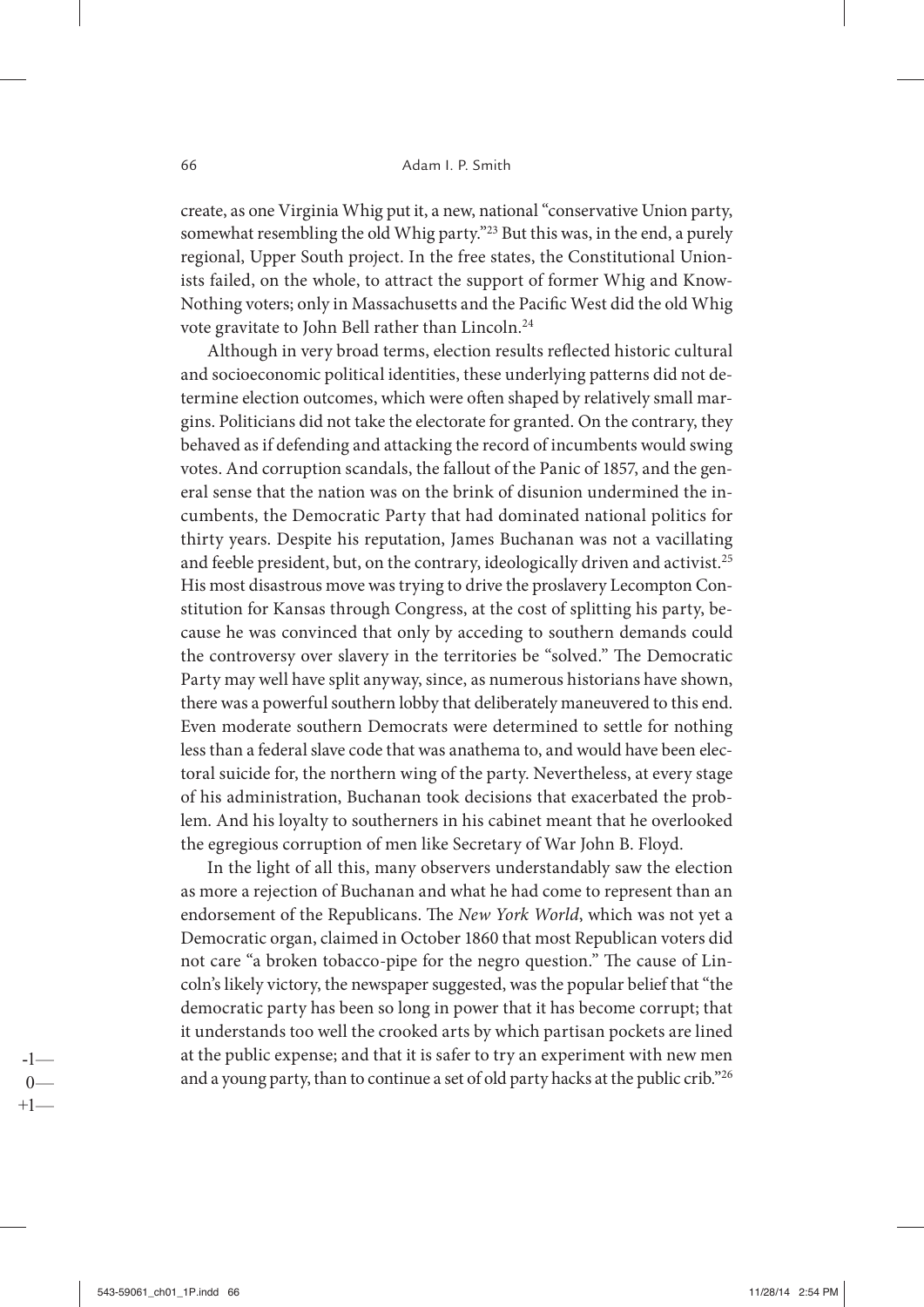create, as one Virginia Whig put it, a new, national "conservative Union party, somewhat resembling the old Whig party."[23] But this was, in the end, a purely regional, Upper South project. In the free states, the Constitutional Unionists failed, on the whole, to attract the support of former Whig and Know-Nothing voters; only in Massachusetts and the Pacific West did the old Whig vote gravitate to John Bell rather than Lincoln.[24]

Although in very broad terms, election results reflected historic cultural and socioeconomic political identities, these underlying patterns did not determine election outcomes, which were often shaped by relatively small margins. Politicians did not take the electorate for granted. On the contrary, they behaved as if defending and attacking the record of incumbents would swing votes. And corruption scandals, the fallout of the Panic of 1857, and the general sense that the nation was on the brink of disunion undermined the incumbents, the Democratic Party that had dominated national politics for thirty years. Despite his reputation, James Buchanan was not a vacillating and feeble president, but, on the contrary, ideologically driven and activist.[25] His most disastrous move was trying to drive the proslavery Lecompton Constitution for Kansas through Congress, at the cost of splitting his party, because he was convinced that only by acceding to southern demands could the controversy over slavery in the territories be "solved." The Democratic Party may well have split anyway, since, as numerous historians have shown, there was a powerful southern lobby that deliberately maneuvered to this end. Even moderate southern Democrats were determined to settle for nothing less than a federal slave code that was anathema to, and would have been electoral suicide for, the northern wing of the party. Nevertheless, at every stage of his administration, Buchanan took decisions that exacerbated the problem. And his loyalty to southerners in his cabinet meant that he overlooked the egregious corruption of men like Secretary of War John B. Floyd.

In the light of all this, many observers understandably saw the election as more a rejection of Buchanan and what he had come to represent than an endorsement of the Republicans. The *New York World*, which was not yet a Democratic organ, claimed in October 1860 that most Republican voters did not care "a broken tobacco-pipe for the negro question." The cause of Lincoln's likely victory, the newspaper suggested, was the popular belief that "the democratic party has been so long in power that it has become corrupt; that it understands too well the crooked arts by which partisan pockets are lined at the public expense; and that it is safer to try an experiment with new men and a young party, than to continue a set of old party hacks at the public crib."[26]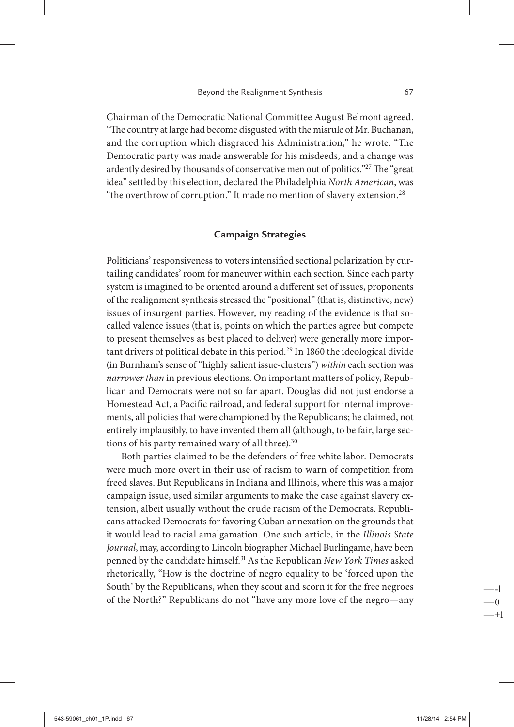Chairman of the Democratic National Committee August Belmont agreed. "The country at large had become disgusted with the misrule of Mr. Buchanan, and the corruption which disgraced his Administration," he wrote. "The Democratic party was made answerable for his misdeeds, and a change was ardently desired by thousands of conservative men out of politics."[27] The "great idea" settled by this election, declared the Philadelphia *North American*, was "the overthrow of corruption." It made no mention of slavery extension.[28]

## Campaign Strategies

Politicians' responsiveness to voters intensified sectional polarization by curtailing candidates' room for maneuver within each section. Since each party system is imagined to be oriented around a different set of issues, proponents of the realignment synthesis stressed the "positional" (that is, distinctive, new) issues of insurgent parties. However, my reading of the evidence is that so-called valence issues (that is, points on which the parties agree but compete to present themselves as best placed to deliver) were generally more important drivers of political debate in this period.[29] In 1860 the ideological divide (in Burnham's sense of "highly salient issue-clusters") *within* each section was *narrower than* in previous elections. On important matters of policy, Republican and Democrats were not so far apart. Douglas did not just endorse a Homestead Act, a Pacific railroad, and federal support for internal improvements, all policies that were championed by the Republicans; he claimed, not entirely implausibly, to have invented them all (although, to be fair, large sections of his party remained wary of all three).[30]

Both parties claimed to be the defenders of free white labor. Democrats were much more overt in their use of racism to warn of competition from freed slaves. But Republicans in Indiana and Illinois, where this was a major campaign issue, used similar arguments to make the case against slavery extension, albeit usually without the crude racism of the Democrats. Republicans attacked Democrats for favoring Cuban annexation on the grounds that it would lead to racial amalgamation. One such article, in the *Illinois State Journal*, may, according to Lincoln biographer Michael Burlingame, have been penned by the candidate himself.[31] As the Republican *New York Times* asked rhetorically, "How is the doctrine of negro equality to be 'forced upon the South' by the Republicans, when they scout and scorn it for the free negroes of the North?" Republicans do not "have any more love of the negro—any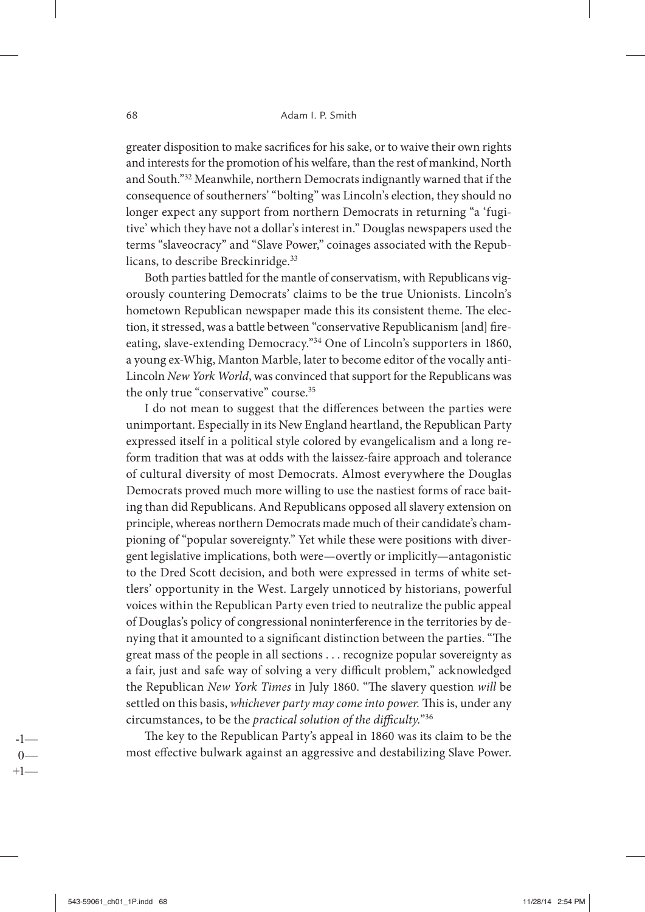greater disposition to make sacrifices for his sake, or to waive their own rights and interests for the promotion of his welfare, than the rest of mankind, North and South."[32] Meanwhile, northern Democrats indignantly warned that if the consequence of southerners' "bolting" was Lincoln's election, they should no longer expect any support from northern Democrats in returning "a 'fugitive' which they have not a dollar's interest in." Douglas newspapers used the terms "slaveocracy" and "Slave Power," coinages associated with the Republicans, to describe Breckinridge.[33]

Both parties battled for the mantle of conservatism, with Republicans vigorously countering Democrats' claims to be the true Unionists. Lincoln's hometown Republican newspaper made this its consistent theme. The election, it stressed, was a battle between "conservative Republicanism [and] fire-eating, slave-extending Democracy."[34] One of Lincoln's supporters in 1860, a young ex-Whig, Manton Marble, later to become editor of the vocally anti-Lincoln *New York World*, was convinced that support for the Republicans was the only true "conservative" course.[35]

I do not mean to suggest that the differences between the parties were unimportant. Especially in its New England heartland, the Republican Party expressed itself in a political style colored by evangelicalism and a long reform tradition that was at odds with the laissez-faire approach and tolerance of cultural diversity of most Democrats. Almost everywhere the Douglas Democrats proved much more willing to use the nastiest forms of race baiting than did Republicans. And Republicans opposed all slavery extension on principle, whereas northern Democrats made much of their candidate's championing of "popular sovereignty." Yet while these were positions with divergent legislative implications, both were—overtly or implicitly—antagonistic to the Dred Scott decision, and both were expressed in terms of white settlers' opportunity in the West. Largely unnoticed by historians, powerful voices within the Republican Party even tried to neutralize the public appeal of Douglas's policy of congressional noninterference in the territories by denying that it amounted to a significant distinction between the parties. "The great mass of the people in all sections . . . recognize popular sovereignty as a fair, just and safe way of solving a very difficult problem," acknowledged the Republican *New York Times* in July 1860. "The slavery question *will* be settled on this basis, *whichever party may come into power.* This is, under any circumstances, to be the *practical solution of the difficulty.*"[36]

The key to the Republican Party's appeal in 1860 was its claim to be the most effective bulwark against an aggressive and destabilizing Slave Power.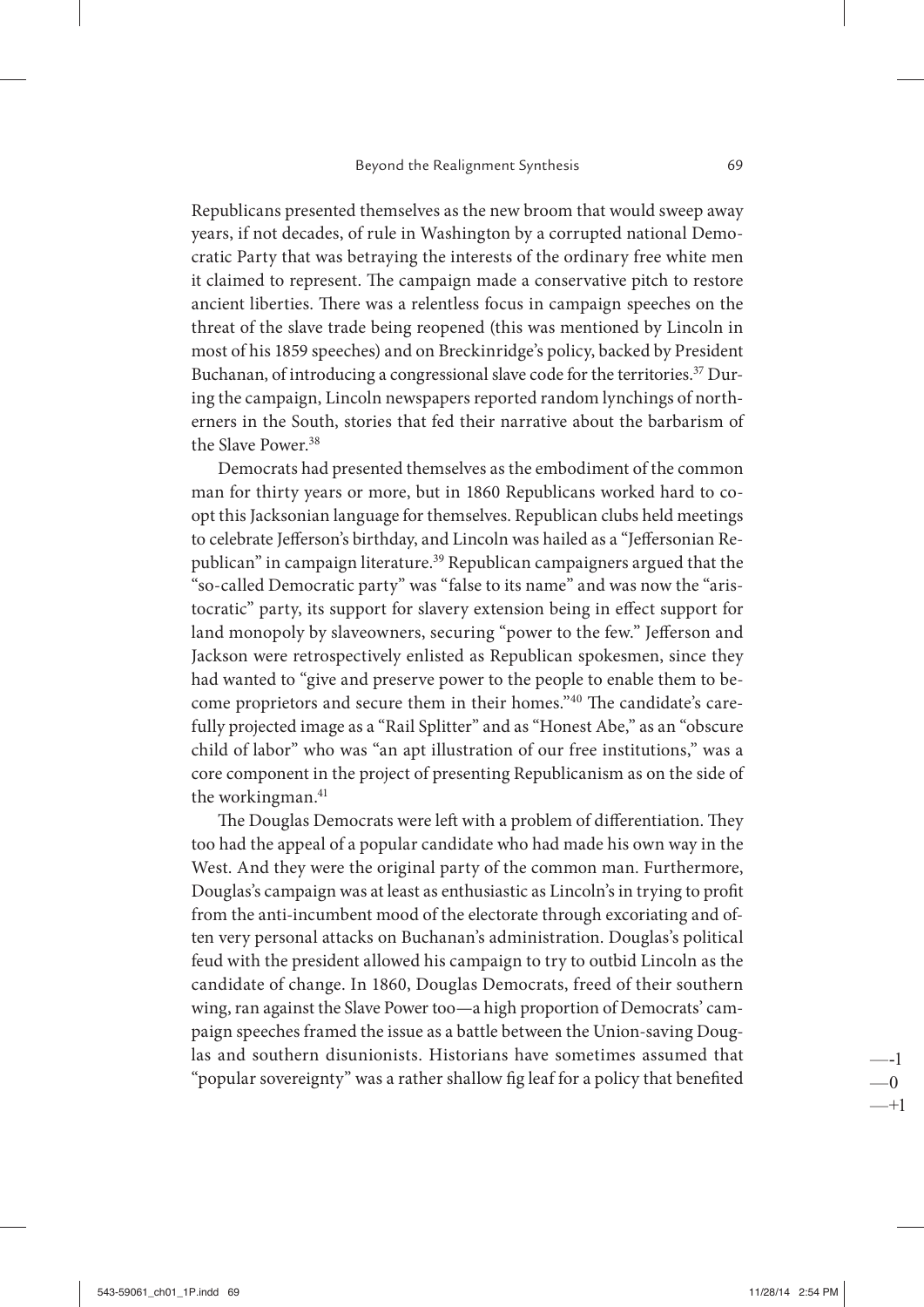Republicans presented themselves as the new broom that would sweep away years, if not decades, of rule in Washington by a corrupted national Democratic Party that was betraying the interests of the ordinary free white men it claimed to represent. The campaign made a conservative pitch to restore ancient liberties. There was a relentless focus in campaign speeches on the threat of the slave trade being reopened (this was mentioned by Lincoln in most of his 1859 speeches) and on Breckinridge's policy, backed by President Buchanan, of introducing a congressional slave code for the territories.[37] During the campaign, Lincoln newspapers reported random lynchings of northerners in the South, stories that fed their narrative about the barbarism of the Slave Power.[38]

Democrats had presented themselves as the embodiment of the common man for thirty years or more, but in 1860 Republicans worked hard to coopt this Jacksonian language for themselves. Republican clubs held meetings to celebrate Jefferson's birthday, and Lincoln was hailed as a "Jeffersonian Republican" in campaign literature.[39] Republican campaigners argued that the "so-called Democratic party" was "false to its name" and was now the "aristocratic" party, its support for slavery extension being in effect support for land monopoly by slaveowners, securing "power to the few." Jefferson and Jackson were retrospectively enlisted as Republican spokesmen, since they had wanted to "give and preserve power to the people to enable them to become proprietors and secure them in their homes."[40] The candidate's carefully projected image as a "Rail Splitter" and as "Honest Abe," as an "obscure child of labor" who was "an apt illustration of our free institutions," was a core component in the project of presenting Republicanism as on the side of the workingman.[41]

The Douglas Democrats were left with a problem of differentiation. They too had the appeal of a popular candidate who had made his own way in the West. And they were the original party of the common man. Furthermore, Douglas's campaign was at least as enthusiastic as Lincoln's in trying to profit from the anti-incumbent mood of the electorate through excoriating and often very personal attacks on Buchanan's administration. Douglas's political feud with the president allowed his campaign to try to outbid Lincoln as the candidate of change. In 1860, Douglas Democrats, freed of their southern wing, ran against the Slave Power too—a high proportion of Democrats' campaign speeches framed the issue as a battle between the Union-saving Douglas and southern disunionists. Historians have sometimes assumed that "popular sovereignty" was a rather shallow fig leaf for a policy that benefited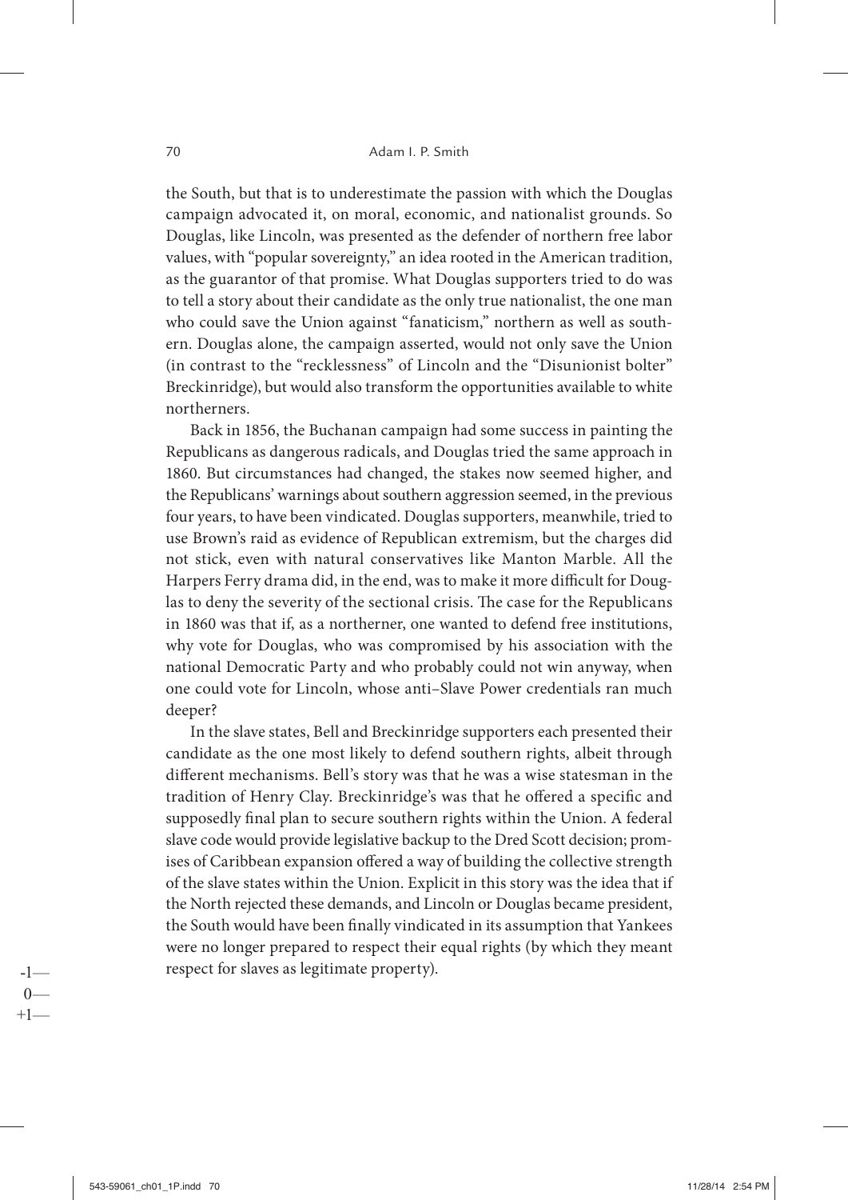the South, but that is to underestimate the passion with which the Douglas campaign advocated it, on moral, economic, and nationalist grounds. So Douglas, like Lincoln, was presented as the defender of northern free labor values, with "popular sovereignty," an idea rooted in the American tradition, as the guarantor of that promise. What Douglas supporters tried to do was to tell a story about their candidate as the only true nationalist, the one man who could save the Union against "fanaticism," northern as well as southern. Douglas alone, the campaign asserted, would not only save the Union (in contrast to the "recklessness" of Lincoln and the "Disunionist bolter" Breckinridge), but would also transform the opportunities available to white northerners.

Back in 1856, the Buchanan campaign had some success in painting the Republicans as dangerous radicals, and Douglas tried the same approach in 1860. But circumstances had changed, the stakes now seemed higher, and the Republicans' warnings about southern aggression seemed, in the previous four years, to have been vindicated. Douglas supporters, meanwhile, tried to use Brown's raid as evidence of Republican extremism, but the charges did not stick, even with natural conservatives like Manton Marble. All the Harpers Ferry drama did, in the end, was to make it more difficult for Douglas to deny the severity of the sectional crisis. The case for the Republicans in 1860 was that if, as a northerner, one wanted to defend free institutions, why vote for Douglas, who was compromised by his association with the national Democratic Party and who probably could not win anyway, when one could vote for Lincoln, whose anti–Slave Power credentials ran much deeper?

In the slave states, Bell and Breckinridge supporters each presented their candidate as the one most likely to defend southern rights, albeit through different mechanisms. Bell's story was that he was a wise statesman in the tradition of Henry Clay. Breckinridge's was that he offered a specific and supposedly final plan to secure southern rights within the Union. A federal slave code would provide legislative backup to the Dred Scott decision; promises of Caribbean expansion offered a way of building the collective strength of the slave states within the Union. Explicit in this story was the idea that if the North rejected these demands, and Lincoln or Douglas became president, the South would have been finally vindicated in its assumption that Yankees were no longer prepared to respect their equal rights (by which they meant respect for slaves as legitimate property).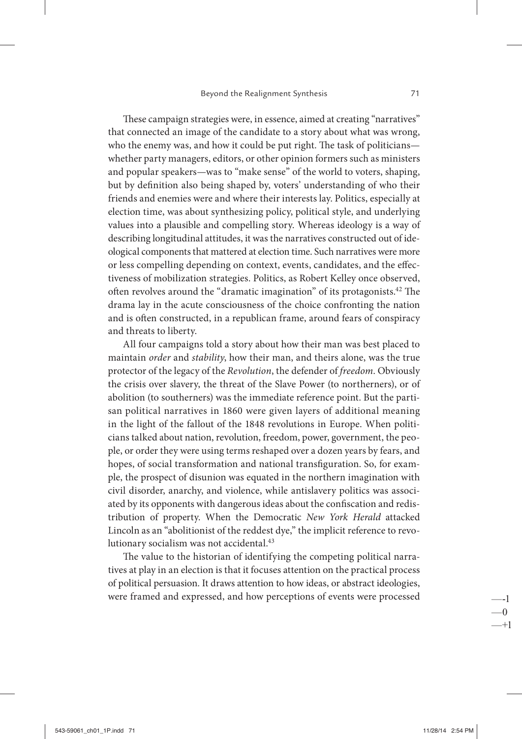These campaign strategies were, in essence, aimed at creating "narratives" that connected an image of the candidate to a story about what was wrong, who the enemy was, and how it could be put right. The task of politicians—whether party managers, editors, or other opinion formers such as ministers and popular speakers—was to "make sense" of the world to voters, shaping, but by definition also being shaped by, voters' understanding of who their friends and enemies were and where their interests lay. Politics, especially at election time, was about synthesizing policy, political style, and underlying values into a plausible and compelling story. Whereas ideology is a way of describing longitudinal attitudes, it was the narratives constructed out of ideological components that mattered at election time. Such narratives were more or less compelling depending on context, events, candidates, and the effectiveness of mobilization strategies. Politics, as Robert Kelley once observed, often revolves around the "dramatic imagination" of its protagonists.[42] The drama lay in the acute consciousness of the choice confronting the nation and is often constructed, in a republican frame, around fears of conspiracy and threats to liberty.

All four campaigns told a story about how their man was best placed to maintain *order* and *stability*, how their man, and theirs alone, was the true protector of the legacy of the *Revolution*, the defender of *freedom*. Obviously the crisis over slavery, the threat of the Slave Power (to northerners), or of abolition (to southerners) was the immediate reference point. But the partisan political narratives in 1860 were given layers of additional meaning in the light of the fallout of the 1848 revolutions in Europe. When politicians talked about nation, revolution, freedom, power, government, the people, or order they were using terms reshaped over a dozen years by fears, and hopes, of social transformation and national transfiguration. So, for example, the prospect of disunion was equated in the northern imagination with civil disorder, anarchy, and violence, while antislavery politics was associated by its opponents with dangerous ideas about the confiscation and redistribution of property. When the Democratic *New York Herald* attacked Lincoln as an "abolitionist of the reddest dye," the implicit reference to revolutionary socialism was not accidental.[43]

The value to the historian of identifying the competing political narratives at play in an election is that it focuses attention on the practical process of political persuasion. It draws attention to how ideas, or abstract ideologies, were framed and expressed, and how perceptions of events were processed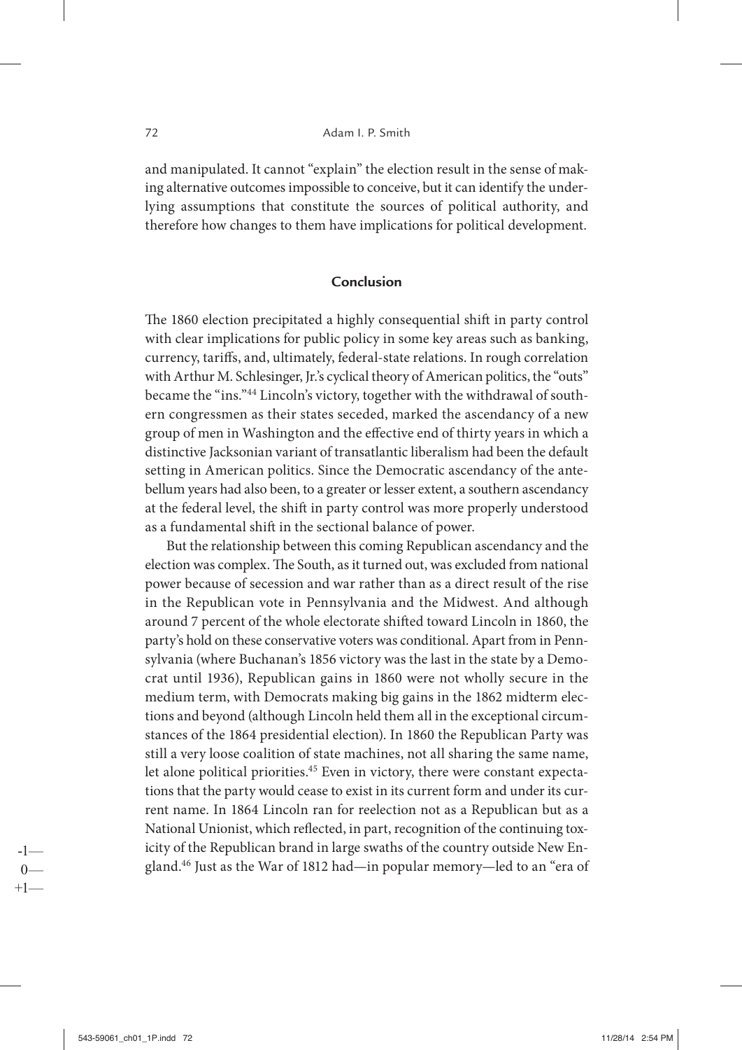and manipulated. It cannot "explain" the election result in the sense of making alternative outcomes impossible to conceive, but it can identify the underlying assumptions that constitute the sources of political authority, and therefore how changes to them have implications for political development.

## Conclusion

The 1860 election precipitated a highly consequential shift in party control with clear implications for public policy in some key areas such as banking, currency, tariffs, and, ultimately, federal-state relations. In rough correlation with Arthur M. Schlesinger, Jr.'s cyclical theory of American politics, the "outs" became the "ins."[44] Lincoln's victory, together with the withdrawal of southern congressmen as their states seceded, marked the ascendancy of a new group of men in Washington and the effective end of thirty years in which a distinctive Jacksonian variant of transatlantic liberalism had been the default setting in American politics. Since the Democratic ascendancy of the antebellum years had also been, to a greater or lesser extent, a southern ascendancy at the federal level, the shift in party control was more properly understood as a fundamental shift in the sectional balance of power.

But the relationship between this coming Republican ascendancy and the election was complex. The South, as it turned out, was excluded from national power because of secession and war rather than as a direct result of the rise in the Republican vote in Pennsylvania and the Midwest. And although around 7 percent of the whole electorate shifted toward Lincoln in 1860, the party's hold on these conservative voters was conditional. Apart from in Pennsylvania (where Buchanan's 1856 victory was the last in the state by a Democrat until 1936), Republican gains in 1860 were not wholly secure in the medium term, with Democrats making big gains in the 1862 midterm elections and beyond (although Lincoln held them all in the exceptional circumstances of the 1864 presidential election). In 1860 the Republican Party was still a very loose coalition of state machines, not all sharing the same name, let alone political priorities.[45] Even in victory, there were constant expectations that the party would cease to exist in its current form and under its current name. In 1864 Lincoln ran for reelection not as a Republican but as a National Unionist, which reflected, in part, recognition of the continuing toxicity of the Republican brand in large swaths of the country outside New England.[46] Just as the War of 1812 had—in popular memory—led to an "era of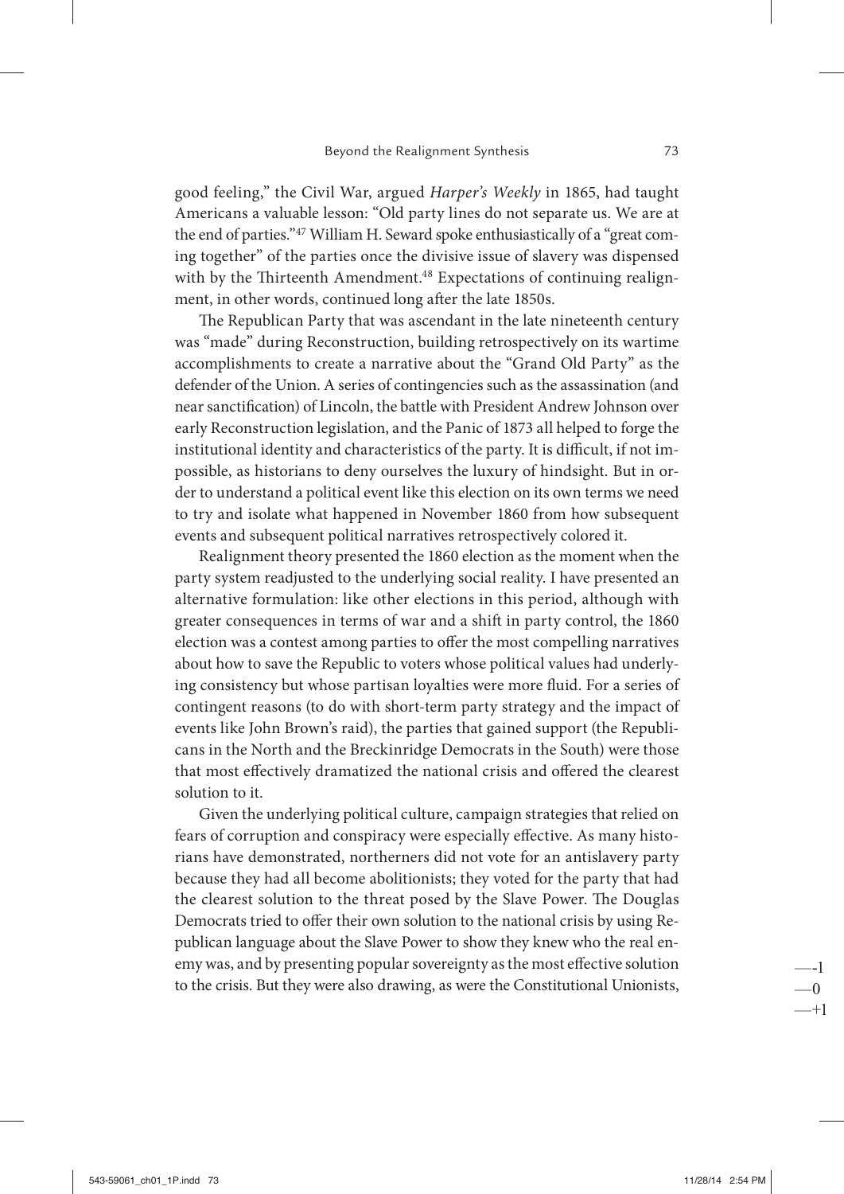good feeling," the Civil War, argued *Harper's Weekly* in 1865, had taught Americans a valuable lesson: "Old party lines do not separate us. We are at the end of parties."[47] William H. Seward spoke enthusiastically of a "great coming together" of the parties once the divisive issue of slavery was dispensed with by the Thirteenth Amendment.[48] Expectations of continuing realignment, in other words, continued long after the late 1850s.

The Republican Party that was ascendant in the late nineteenth century was "made" during Reconstruction, building retrospectively on its wartime accomplishments to create a narrative about the "Grand Old Party" as the defender of the Union. A series of contingencies such as the assassination (and near sanctification) of Lincoln, the battle with President Andrew Johnson over early Reconstruction legislation, and the Panic of 1873 all helped to forge the institutional identity and characteristics of the party. It is difficult, if not impossible, as historians to deny ourselves the luxury of hindsight. But in order to understand a political event like this election on its own terms we need to try and isolate what happened in November 1860 from how subsequent events and subsequent political narratives retrospectively colored it.

Realignment theory presented the 1860 election as the moment when the party system readjusted to the underlying social reality. I have presented an alternative formulation: like other elections in this period, although with greater consequences in terms of war and a shift in party control, the 1860 election was a contest among parties to offer the most compelling narratives about how to save the Republic to voters whose political values had underlying consistency but whose partisan loyalties were more fluid. For a series of contingent reasons (to do with short-term party strategy and the impact of events like John Brown's raid), the parties that gained support (the Republicans in the North and the Breckinridge Democrats in the South) were those that most effectively dramatized the national crisis and offered the clearest solution to it.

Given the underlying political culture, campaign strategies that relied on fears of corruption and conspiracy were especially effective. As many historians have demonstrated, northerners did not vote for an antislavery party because they had all become abolitionists; they voted for the party that had the clearest solution to the threat posed by the Slave Power. The Douglas Democrats tried to offer their own solution to the national crisis by using Republican language about the Slave Power to show they knew who the real enemy was, and by presenting popular sovereignty as the most effective solution to the crisis. But they were also drawing, as were the Constitutional Unionists,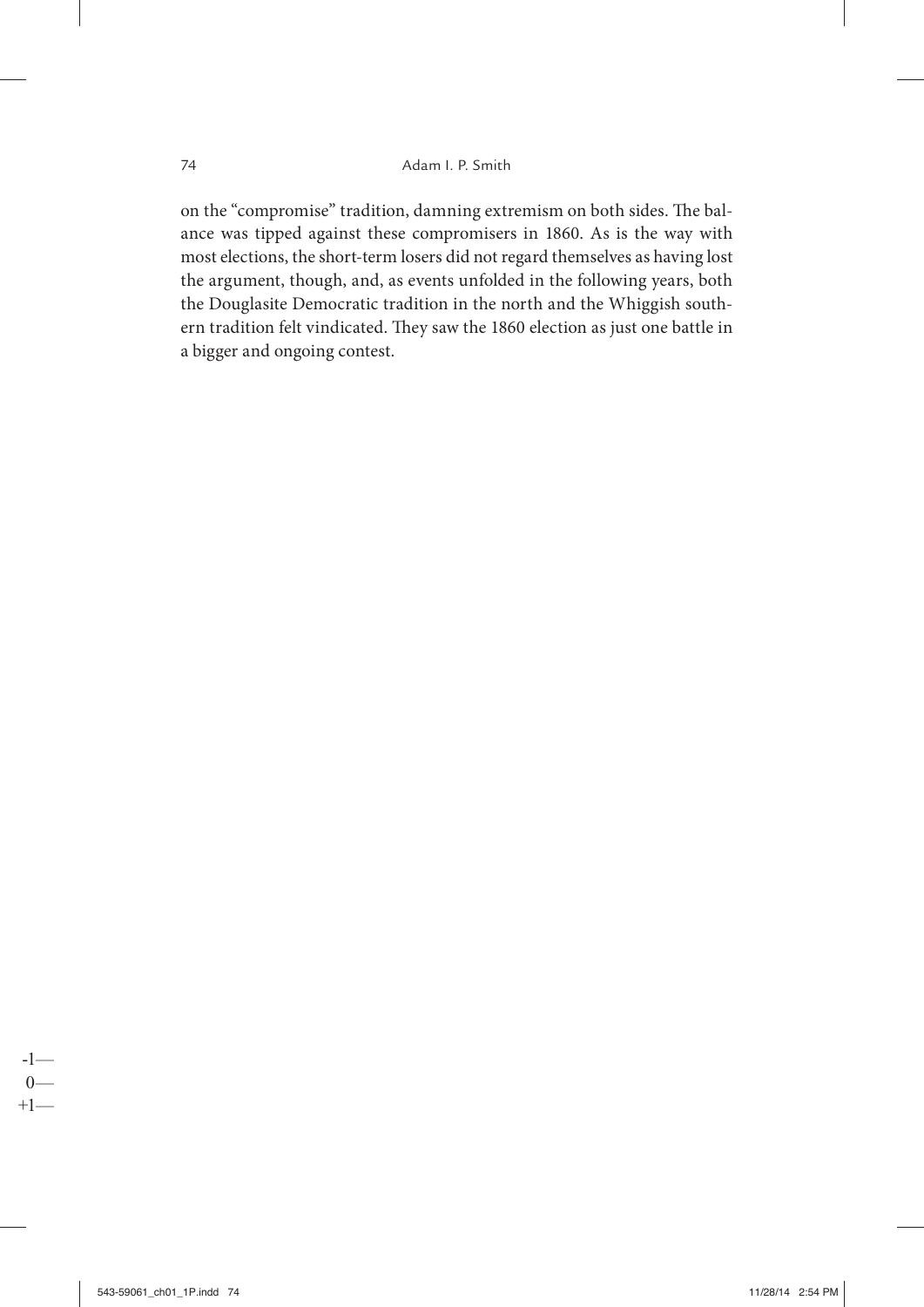on the "compromise" tradition, damning extremism on both sides. The balance was tipped against these compromisers in 1860. As is the way with most elections, the short-term losers did not regard themselves as having lost the argument, though, and, as events unfolded in the following years, both the Douglasite Democratic tradition in the north and the Whiggish southern tradition felt vindicated. They saw the 1860 election as just one battle in a bigger and ongoing contest.